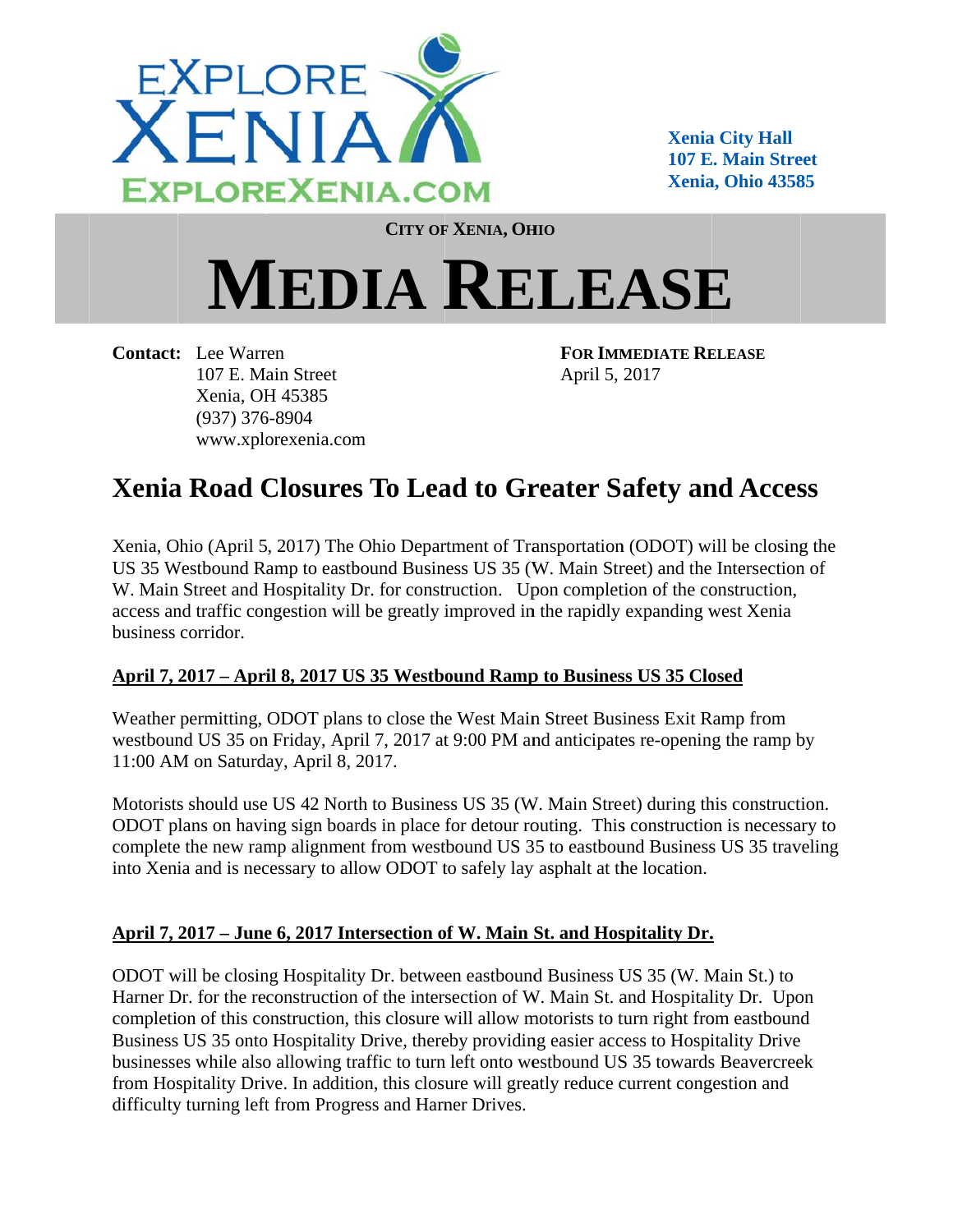EXPLORE XENIA
EXPLOREXENIA.COM

**Xenia City Hall**
**107 E. Main Street**
**Xenia, Ohio 43585**

CITY OF XENIA, OHIO

# MEDIA RELEASE

**Contact:** Lee Warren
107 E. Main Street
Xenia, OH 45385
(937) 376-8904
www.xplorexenia.com

**FOR IMMEDIATE RELEASE**
April 5, 2017

## Xenia Road Closures To Lead to Greater Safety and Access

Xenia, Ohio (April 5, 2017) The Ohio Department of Transportation (ODOT) will be closing the US 35 Westbound Ramp to eastbound Business US 35 (W. Main Street) and the Intersection of W. Main Street and Hospitality Dr. for construction. Upon completion of the construction, access and traffic congestion will be greatly improved in the rapidly expanding west Xenia business corridor.

### April 7, 2017 – April 8, 2017 US 35 Westbound Ramp to Business US 35 Closed

Weather permitting, ODOT plans to close the West Main Street Business Exit Ramp from westbound US 35 on Friday, April 7, 2017 at 9:00 PM and anticipates re-opening the ramp by 11:00 AM on Saturday, April 8, 2017.

Motorists should use US 42 North to Business US 35 (W. Main Street) during this construction. ODOT plans on having sign boards in place for detour routing. This construction is necessary to complete the new ramp alignment from westbound US 35 to eastbound Business US 35 traveling into Xenia and is necessary to allow ODOT to safely lay asphalt at the location.

### April 7, 2017 – June 6, 2017 Intersection of W. Main St. and Hospitality Dr.

ODOT will be closing Hospitality Dr. between eastbound Business US 35 (W. Main St.) to Harner Dr. for the reconstruction of the intersection of W. Main St. and Hospitality Dr. Upon completion of this construction, this closure will allow motorists to turn right from eastbound Business US 35 onto Hospitality Drive, thereby providing easier access to Hospitality Drive businesses while also allowing traffic to turn left onto westbound US 35 towards Beavercreek from Hospitality Drive. In addition, this closure will greatly reduce current congestion and difficulty turning left from Progress and Harner Drives.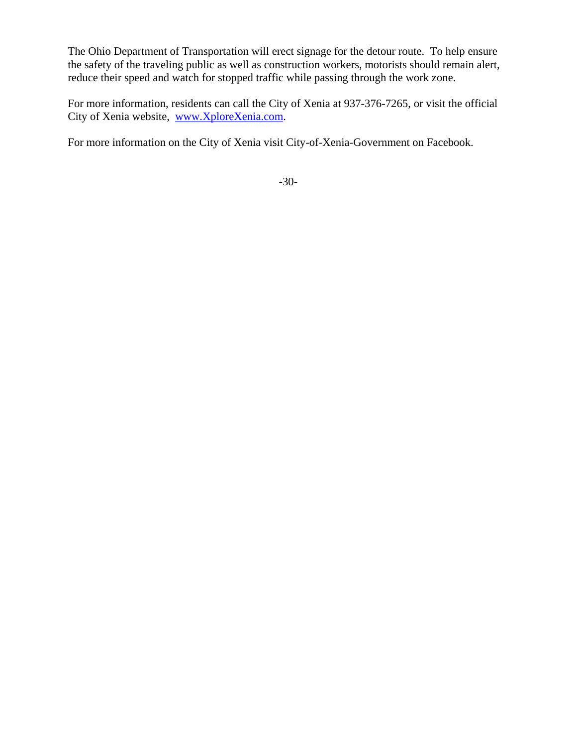The Ohio Department of Transportation will erect signage for the detour route. To help ensure the safety of the traveling public as well as construction workers, motorists should remain alert, reduce their speed and watch for stopped traffic while passing through the work zone.

For more information, residents can call the City of Xenia at 937-376-7265, or visit the official City of Xenia website, [www.XploreXenia.com](http://www.XploreXenia.com).

For more information on the City of Xenia visit City-of-Xenia-Government on Facebook.

-30-